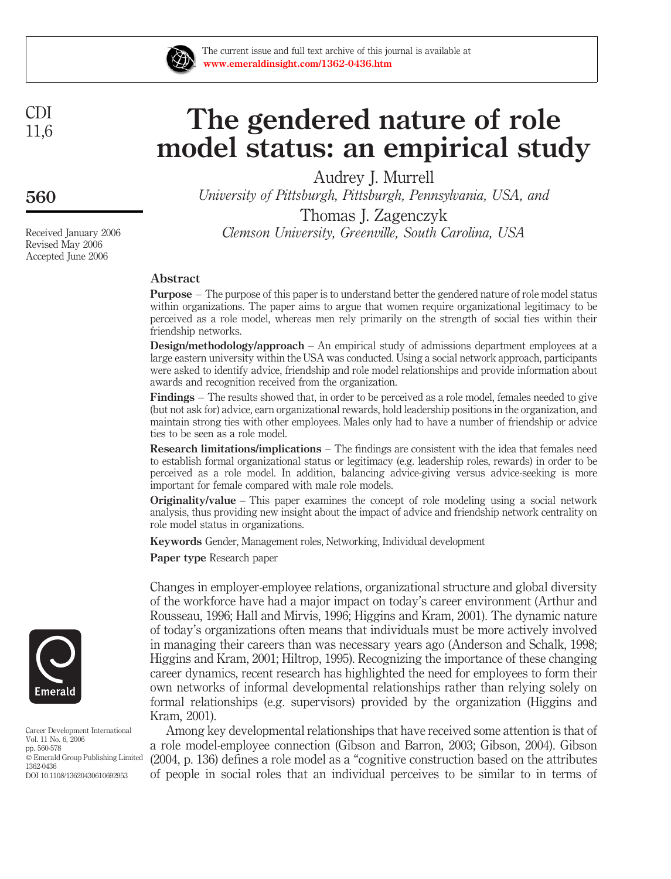# The gendered nature of role model status: an empirical study

Audrey J. Murrell
*University of Pittsburgh, Pittsburgh, Pennsylvania, USA, and*

Thomas J. Zagenczyk
*Clemson University, Greenville, South Carolina, USA*

Received January 2006
Revised May 2006
Accepted June 2006

## Abstract

**Purpose** – The purpose of this paper is to understand better the gendered nature of role model status within organizations. The paper aims to argue that women require organizational legitimacy to be perceived as a role model, whereas men rely primarily on the strength of social ties within their friendship networks.

**Design/methodology/approach** – An empirical study of admissions department employees at a large eastern university within the USA was conducted. Using a social network approach, participants were asked to identify advice, friendship and role model relationships and provide information about awards and recognition received from the organization.

**Findings** – The results showed that, in order to be perceived as a role model, females needed to give (but not ask for) advice, earn organizational rewards, hold leadership positions in the organization, and maintain strong ties with other employees. Males only had to have a number of friendship or advice ties to be seen as a role model.

**Research limitations/implications** – The findings are consistent with the idea that females need to establish formal organizational status or legitimacy (e.g. leadership roles, rewards) in order to be perceived as a role model. In addition, balancing advice-giving versus advice-seeking is more important for female compared with male role models.

**Originality/value** – This paper examines the concept of role modeling using a social network analysis, thus providing new insight about the impact of advice and friendship network centrality on role model status in organizations.

**Keywords** Gender, Management roles, Networking, Individual development

**Paper type** Research paper

Changes in employer-employee relations, organizational structure and global diversity of the workforce have had a major impact on today's career environment (Arthur and Rousseau, 1996; Hall and Mirvis, 1996; Higgins and Kram, 2001). The dynamic nature of today's organizations often means that individuals must be more actively involved in managing their careers than was necessary years ago (Anderson and Schalk, 1998; Higgins and Kram, 2001; Hiltrop, 1995). Recognizing the importance of these changing career dynamics, recent research has highlighted the need for employees to form their own networks of informal developmental relationships rather than relying solely on formal relationships (e.g. supervisors) provided by the organization (Higgins and Kram, 2001).

Among key developmental relationships that have received some attention is that of a role model-employee connection (Gibson and Barron, 2003; Gibson, 2004). Gibson (2004, p. 136) defines a role model as a "cognitive construction based on the attributes of people in social roles that an individual perceives to be similar to in terms of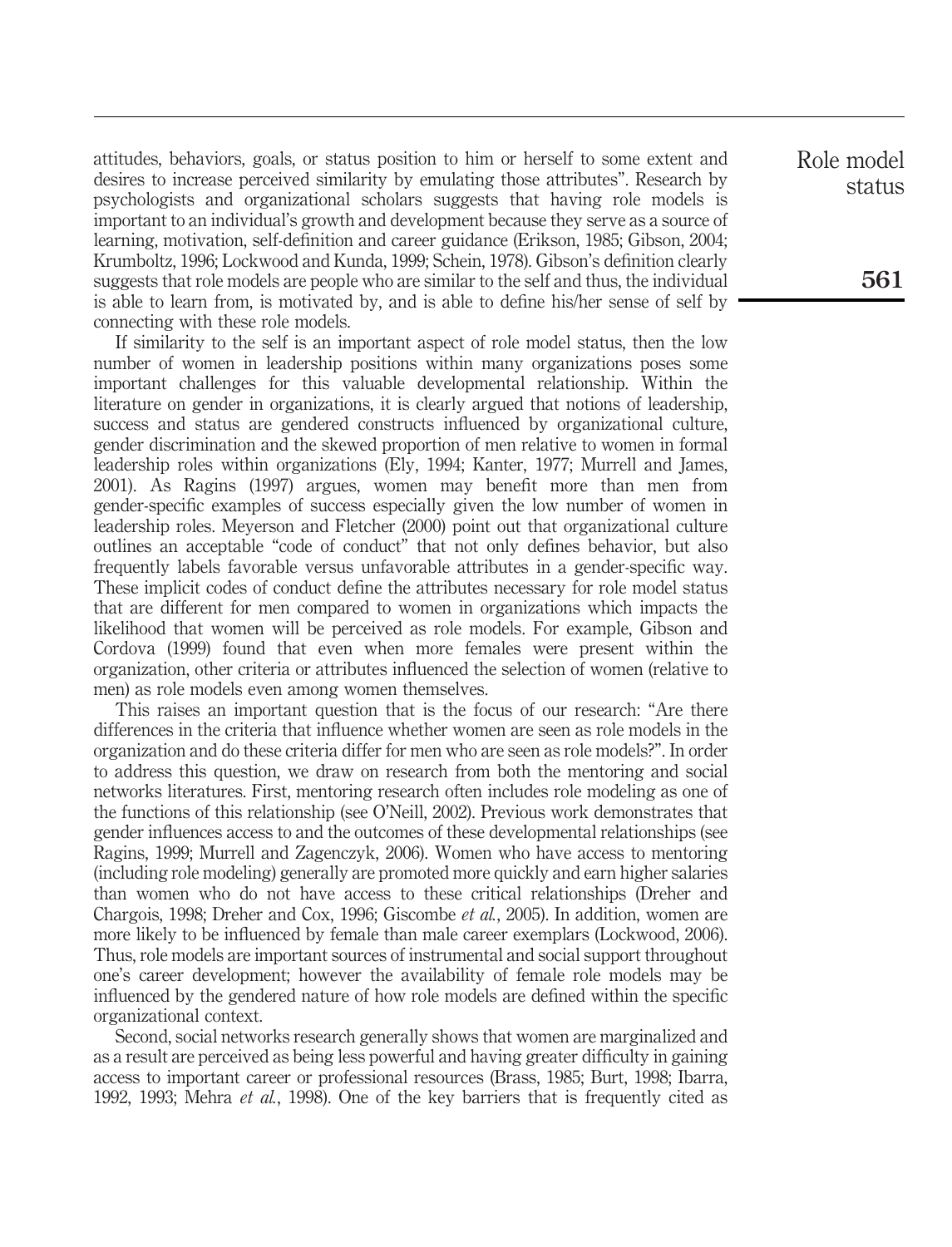attitudes, behaviors, goals, or status position to him or herself to some extent and desires to increase perceived similarity by emulating those attributes". Research by psychologists and organizational scholars suggests that having role models is important to an individual's growth and development because they serve as a source of learning, motivation, self-definition and career guidance (Erikson, 1985; Gibson, 2004; Krumboltz, 1996; Lockwood and Kunda, 1999; Schein, 1978). Gibson's definition clearly suggests that role models are people who are similar to the self and thus, the individual is able to learn from, is motivated by, and is able to define his/her sense of self by connecting with these role models.

If similarity to the self is an important aspect of role model status, then the low number of women in leadership positions within many organizations poses some important challenges for this valuable developmental relationship. Within the literature on gender in organizations, it is clearly argued that notions of leadership, success and status are gendered constructs influenced by organizational culture, gender discrimination and the skewed proportion of men relative to women in formal leadership roles within organizations (Ely, 1994; Kanter, 1977; Murrell and James, 2001). As Ragins (1997) argues, women may benefit more than men from gender-specific examples of success especially given the low number of women in leadership roles. Meyerson and Fletcher (2000) point out that organizational culture outlines an acceptable "code of conduct" that not only defines behavior, but also frequently labels favorable versus unfavorable attributes in a gender-specific way. These implicit codes of conduct define the attributes necessary for role model status that are different for men compared to women in organizations which impacts the likelihood that women will be perceived as role models. For example, Gibson and Cordova (1999) found that even when more females were present within the organization, other criteria or attributes influenced the selection of women (relative to men) as role models even among women themselves.

This raises an important question that is the focus of our research: "Are there differences in the criteria that influence whether women are seen as role models in the organization and do these criteria differ for men who are seen as role models?". In order to address this question, we draw on research from both the mentoring and social networks literatures. First, mentoring research often includes role modeling as one of the functions of this relationship (see O'Neill, 2002). Previous work demonstrates that gender influences access to and the outcomes of these developmental relationships (see Ragins, 1999; Murrell and Zagenczyk, 2006). Women who have access to mentoring (including role modeling) generally are promoted more quickly and earn higher salaries than women who do not have access to these critical relationships (Dreher and Chargois, 1998; Dreher and Cox, 1996; Giscombe *et al.*, 2005). In addition, women are more likely to be influenced by female than male career exemplars (Lockwood, 2006). Thus, role models are important sources of instrumental and social support throughout one's career development; however the availability of female role models may be influenced by the gendered nature of how role models are defined within the specific organizational context.

Second, social networks research generally shows that women are marginalized and as a result are perceived as being less powerful and having greater difficulty in gaining access to important career or professional resources (Brass, 1985; Burt, 1998; Ibarra, 1992, 1993; Mehra *et al.*, 1998). One of the key barriers that is frequently cited as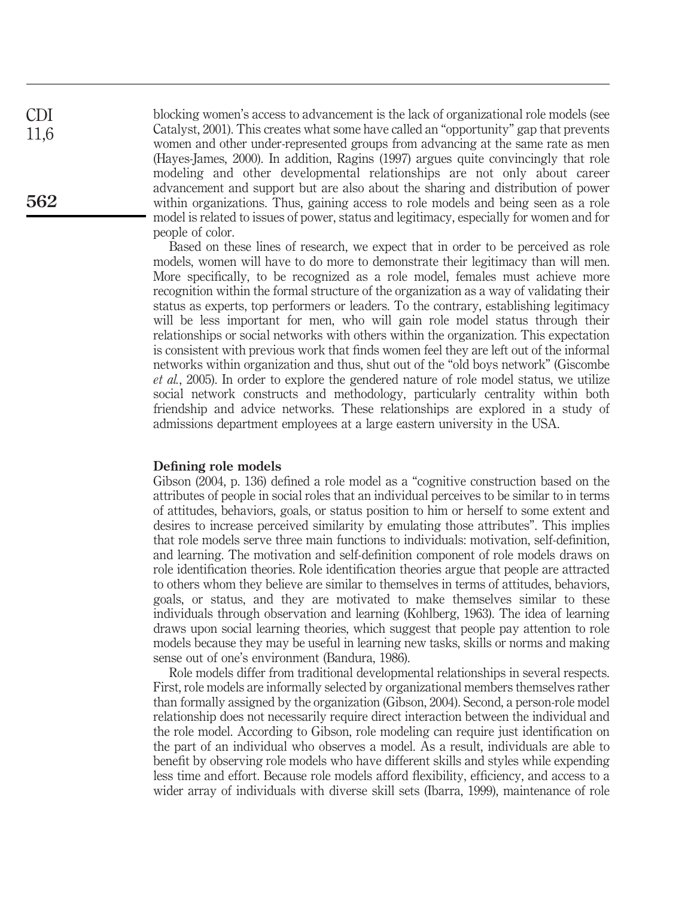blocking women's access to advancement is the lack of organizational role models (see Catalyst, 2001). This creates what some have called an "opportunity" gap that prevents women and other under-represented groups from advancing at the same rate as men (Hayes-James, 2000). In addition, Ragins (1997) argues quite convincingly that role modeling and other developmental relationships are not only about career advancement and support but are also about the sharing and distribution of power within organizations. Thus, gaining access to role models and being seen as a role model is related to issues of power, status and legitimacy, especially for women and for people of color.

Based on these lines of research, we expect that in order to be perceived as role models, women will have to do more to demonstrate their legitimacy than will men. More specifically, to be recognized as a role model, females must achieve more recognition within the formal structure of the organization as a way of validating their status as experts, top performers or leaders. To the contrary, establishing legitimacy will be less important for men, who will gain role model status through their relationships or social networks with others within the organization. This expectation is consistent with previous work that finds women feel they are left out of the informal networks within organization and thus, shut out of the "old boys network" (Giscombe *et al.*, 2005). In order to explore the gendered nature of role model status, we utilize social network constructs and methodology, particularly centrality within both friendship and advice networks. These relationships are explored in a study of admissions department employees at a large eastern university in the USA.

## Defining role models

Gibson (2004, p. 136) defined a role model as a "cognitive construction based on the attributes of people in social roles that an individual perceives to be similar to in terms of attitudes, behaviors, goals, or status position to him or herself to some extent and desires to increase perceived similarity by emulating those attributes". This implies that role models serve three main functions to individuals: motivation, self-definition, and learning. The motivation and self-definition component of role models draws on role identification theories. Role identification theories argue that people are attracted to others whom they believe are similar to themselves in terms of attitudes, behaviors, goals, or status, and they are motivated to make themselves similar to these individuals through observation and learning (Kohlberg, 1963). The idea of learning draws upon social learning theories, which suggest that people pay attention to role models because they may be useful in learning new tasks, skills or norms and making sense out of one's environment (Bandura, 1986).

Role models differ from traditional developmental relationships in several respects. First, role models are informally selected by organizational members themselves rather than formally assigned by the organization (Gibson, 2004). Second, a person-role model relationship does not necessarily require direct interaction between the individual and the role model. According to Gibson, role modeling can require just identification on the part of an individual who observes a model. As a result, individuals are able to benefit by observing role models who have different skills and styles while expending less time and effort. Because role models afford flexibility, efficiency, and access to a wider array of individuals with diverse skill sets (Ibarra, 1999), maintenance of role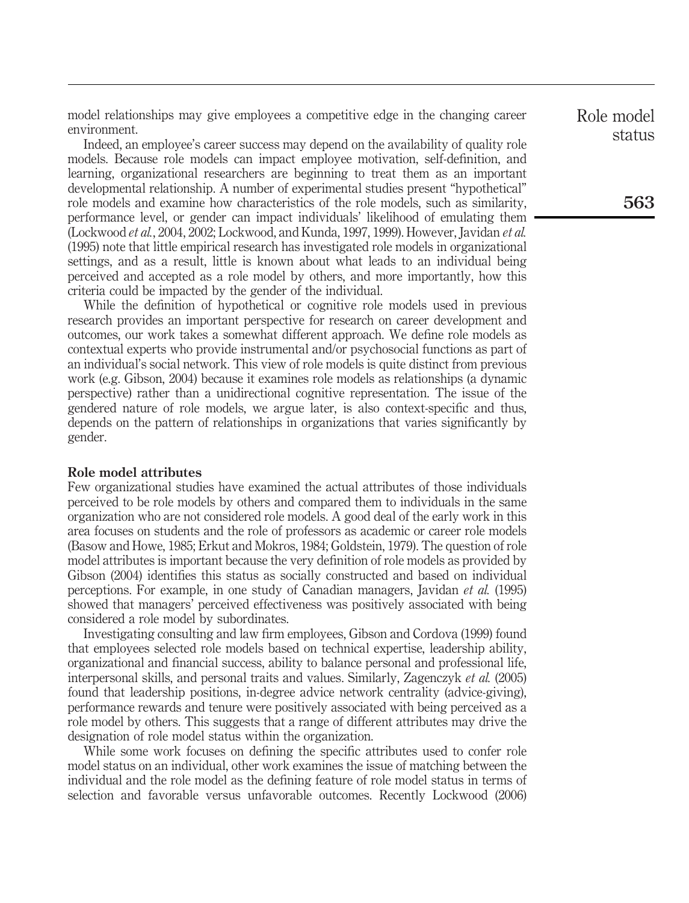model relationships may give employees a competitive edge in the changing career environment.

Indeed, an employee's career success may depend on the availability of quality role models. Because role models can impact employee motivation, self-definition, and learning, organizational researchers are beginning to treat them as an important developmental relationship. A number of experimental studies present "hypothetical" role models and examine how characteristics of the role models, such as similarity, performance level, or gender can impact individuals' likelihood of emulating them (Lockwood *et al.*, 2004, 2002; Lockwood, and Kunda, 1997, 1999). However, Javidan *et al.* (1995) note that little empirical research has investigated role models in organizational settings, and as a result, little is known about what leads to an individual being perceived and accepted as a role model by others, and more importantly, how this criteria could be impacted by the gender of the individual.

While the definition of hypothetical or cognitive role models used in previous research provides an important perspective for research on career development and outcomes, our work takes a somewhat different approach. We define role models as contextual experts who provide instrumental and/or psychosocial functions as part of an individual's social network. This view of role models is quite distinct from previous work (e.g. Gibson, 2004) because it examines role models as relationships (a dynamic perspective) rather than a unidirectional cognitive representation. The issue of the gendered nature of role models, we argue later, is also context-specific and thus, depends on the pattern of relationships in organizations that varies significantly by gender.

### Role model attributes

Few organizational studies have examined the actual attributes of those individuals perceived to be role models by others and compared them to individuals in the same organization who are not considered role models. A good deal of the early work in this area focuses on students and the role of professors as academic or career role models (Basow and Howe, 1985; Erkut and Mokros, 1984; Goldstein, 1979). The question of role model attributes is important because the very definition of role models as provided by Gibson (2004) identifies this status as socially constructed and based on individual perceptions. For example, in one study of Canadian managers, Javidan *et al.* (1995) showed that managers' perceived effectiveness was positively associated with being considered a role model by subordinates.

Investigating consulting and law firm employees, Gibson and Cordova (1999) found that employees selected role models based on technical expertise, leadership ability, organizational and financial success, ability to balance personal and professional life, interpersonal skills, and personal traits and values. Similarly, Zagenczyk *et al.* (2005) found that leadership positions, in-degree advice network centrality (advice-giving), performance rewards and tenure were positively associated with being perceived as a role model by others. This suggests that a range of different attributes may drive the designation of role model status within the organization.

While some work focuses on defining the specific attributes used to confer role model status on an individual, other work examines the issue of matching between the individual and the role model as the defining feature of role model status in terms of selection and favorable versus unfavorable outcomes. Recently Lockwood (2006)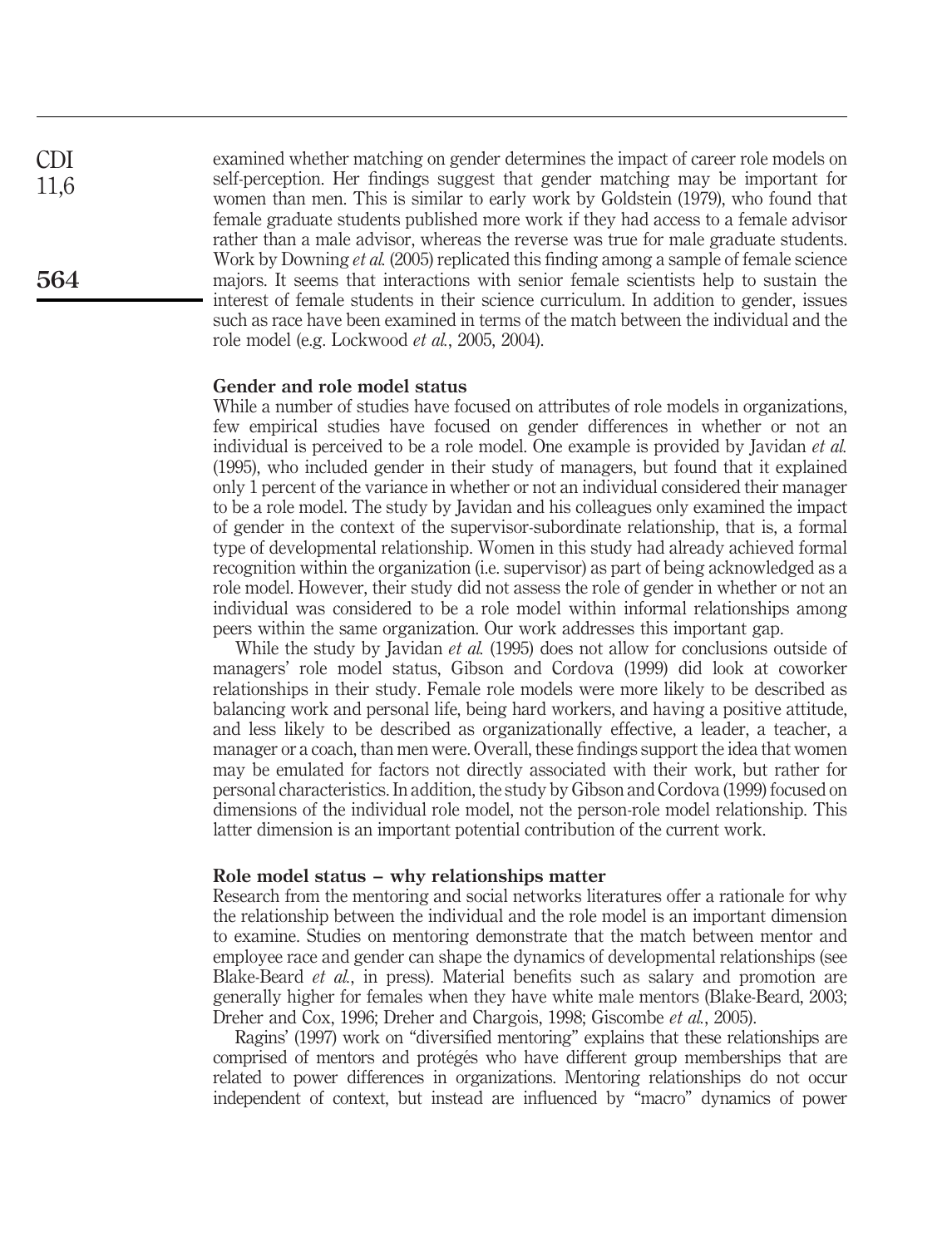examined whether matching on gender determines the impact of career role models on self-perception. Her findings suggest that gender matching may be important for women than men. This is similar to early work by Goldstein (1979), who found that female graduate students published more work if they had access to a female advisor rather than a male advisor, whereas the reverse was true for male graduate students. Work by Downing *et al.* (2005) replicated this finding among a sample of female science majors. It seems that interactions with senior female scientists help to sustain the interest of female students in their science curriculum. In addition to gender, issues such as race have been examined in terms of the match between the individual and the role model (e.g. Lockwood *et al.*, 2005, 2004).

### Gender and role model status

While a number of studies have focused on attributes of role models in organizations, few empirical studies have focused on gender differences in whether or not an individual is perceived to be a role model. One example is provided by Javidan *et al.* (1995), who included gender in their study of managers, but found that it explained only 1 percent of the variance in whether or not an individual considered their manager to be a role model. The study by Javidan and his colleagues only examined the impact of gender in the context of the supervisor-subordinate relationship, that is, a formal type of developmental relationship. Women in this study had already achieved formal recognition within the organization (i.e. supervisor) as part of being acknowledged as a role model. However, their study did not assess the role of gender in whether or not an individual was considered to be a role model within informal relationships among peers within the same organization. Our work addresses this important gap.

While the study by Javidan *et al.* (1995) does not allow for conclusions outside of managers' role model status, Gibson and Cordova (1999) did look at coworker relationships in their study. Female role models were more likely to be described as balancing work and personal life, being hard workers, and having a positive attitude, and less likely to be described as organizationally effective, a leader, a teacher, a manager or a coach, than men were. Overall, these findings support the idea that women may be emulated for factors not directly associated with their work, but rather for personal characteristics. In addition, the study by Gibson and Cordova (1999) focused on dimensions of the individual role model, not the person-role model relationship. This latter dimension is an important potential contribution of the current work.

### Role model status – why relationships matter

Research from the mentoring and social networks literatures offer a rationale for why the relationship between the individual and the role model is an important dimension to examine. Studies on mentoring demonstrate that the match between mentor and employee race and gender can shape the dynamics of developmental relationships (see Blake-Beard *et al.*, in press). Material benefits such as salary and promotion are generally higher for females when they have white male mentors (Blake-Beard, 2003; Dreher and Cox, 1996; Dreher and Chargois, 1998; Giscombe *et al.*, 2005).

Ragins' (1997) work on "diversified mentoring" explains that these relationships are comprised of mentors and protégés who have different group memberships that are related to power differences in organizations. Mentoring relationships do not occur independent of context, but instead are influenced by "macro" dynamics of power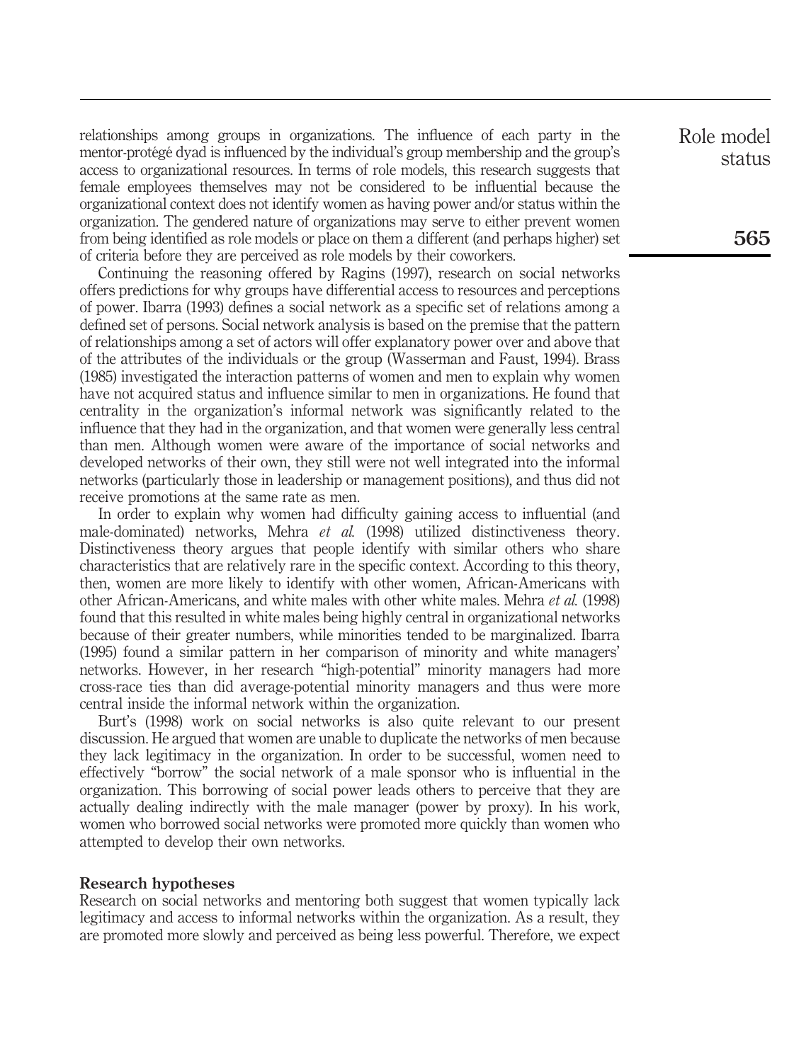relationships among groups in organizations. The influence of each party in the mentor-protégé dyad is influenced by the individual's group membership and the group's access to organizational resources. In terms of role models, this research suggests that female employees themselves may not be considered to be influential because the organizational context does not identify women as having power and/or status within the organization. The gendered nature of organizations may serve to either prevent women from being identified as role models or place on them a different (and perhaps higher) set of criteria before they are perceived as role models by their coworkers.

Continuing the reasoning offered by Ragins (1997), research on social networks offers predictions for why groups have differential access to resources and perceptions of power. Ibarra (1993) defines a social network as a specific set of relations among a defined set of persons. Social network analysis is based on the premise that the pattern of relationships among a set of actors will offer explanatory power over and above that of the attributes of the individuals or the group (Wasserman and Faust, 1994). Brass (1985) investigated the interaction patterns of women and men to explain why women have not acquired status and influence similar to men in organizations. He found that centrality in the organization's informal network was significantly related to the influence that they had in the organization, and that women were generally less central than men. Although women were aware of the importance of social networks and developed networks of their own, they still were not well integrated into the informal networks (particularly those in leadership or management positions), and thus did not receive promotions at the same rate as men.

In order to explain why women had difficulty gaining access to influential (and male-dominated) networks, Mehra *et al.* (1998) utilized distinctiveness theory. Distinctiveness theory argues that people identify with similar others who share characteristics that are relatively rare in the specific context. According to this theory, then, women are more likely to identify with other women, African-Americans with other African-Americans, and white males with other white males. Mehra *et al.* (1998) found that this resulted in white males being highly central in organizational networks because of their greater numbers, while minorities tended to be marginalized. Ibarra (1995) found a similar pattern in her comparison of minority and white managers' networks. However, in her research "high-potential" minority managers had more cross-race ties than did average-potential minority managers and thus were more central inside the informal network within the organization.

Burt's (1998) work on social networks is also quite relevant to our present discussion. He argued that women are unable to duplicate the networks of men because they lack legitimacy in the organization. In order to be successful, women need to effectively "borrow" the social network of a male sponsor who is influential in the organization. This borrowing of social power leads others to perceive that they are actually dealing indirectly with the male manager (power by proxy). In his work, women who borrowed social networks were promoted more quickly than women who attempted to develop their own networks.

## Research hypotheses

Research on social networks and mentoring both suggest that women typically lack legitimacy and access to informal networks within the organization. As a result, they are promoted more slowly and perceived as being less powerful. Therefore, we expect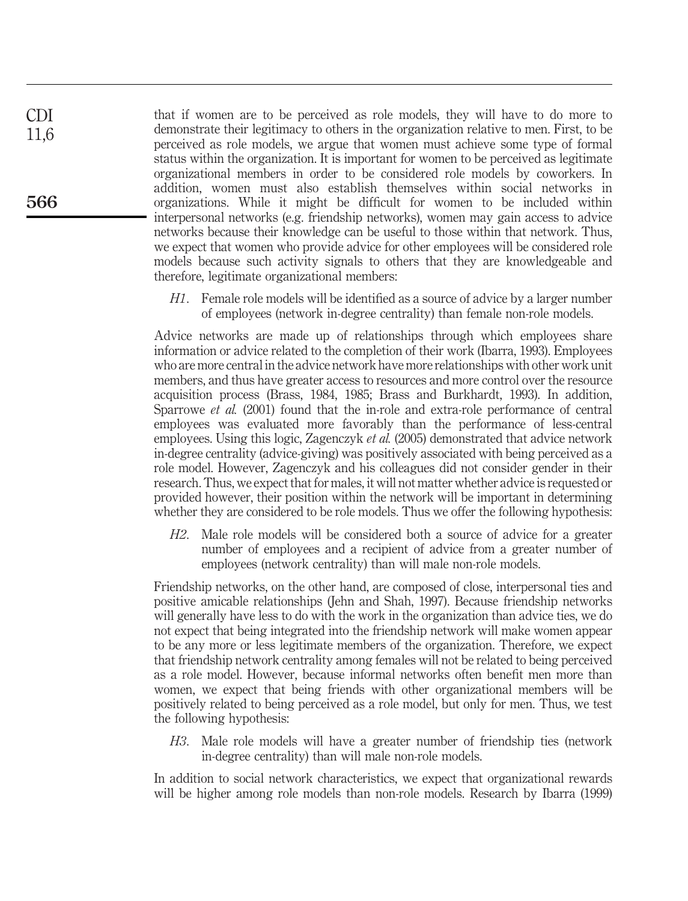that if women are to be perceived as role models, they will have to do more to demonstrate their legitimacy to others in the organization relative to men. First, to be perceived as role models, we argue that women must achieve some type of formal status within the organization. It is important for women to be perceived as legitimate organizational members in order to be considered role models by coworkers. In addition, women must also establish themselves within social networks in organizations. While it might be difficult for women to be included within interpersonal networks (e.g. friendship networks), women may gain access to advice networks because their knowledge can be useful to those within that network. Thus, we expect that women who provide advice for other employees will be considered role models because such activity signals to others that they are knowledgeable and therefore, legitimate organizational members:

> *H1*. Female role models will be identified as a source of advice by a larger number of employees (network in-degree centrality) than female non-role models.

Advice networks are made up of relationships through which employees share information or advice related to the completion of their work (Ibarra, 1993). Employees who are more central in the advice network have more relationships with other work unit members, and thus have greater access to resources and more control over the resource acquisition process (Brass, 1984, 1985; Brass and Burkhardt, 1993). In addition, Sparrowe *et al.* (2001) found that the in-role and extra-role performance of central employees was evaluated more favorably than the performance of less-central employees. Using this logic, Zagenczyk *et al.* (2005) demonstrated that advice network in-degree centrality (advice-giving) was positively associated with being perceived as a role model. However, Zagenczyk and his colleagues did not consider gender in their research. Thus, we expect that for males, it will not matter whether advice is requested or provided however, their position within the network will be important in determining whether they are considered to be role models. Thus we offer the following hypothesis:

> *H2*. Male role models will be considered both a source of advice for a greater number of employees and a recipient of advice from a greater number of employees (network centrality) than will male non-role models.

Friendship networks, on the other hand, are composed of close, interpersonal ties and positive amicable relationships (Jehn and Shah, 1997). Because friendship networks will generally have less to do with the work in the organization than advice ties, we do not expect that being integrated into the friendship network will make women appear to be any more or less legitimate members of the organization. Therefore, we expect that friendship network centrality among females will not be related to being perceived as a role model. However, because informal networks often benefit men more than women, we expect that being friends with other organizational members will be positively related to being perceived as a role model, but only for men. Thus, we test the following hypothesis:

> *H3*. Male role models will have a greater number of friendship ties (network in-degree centrality) than will male non-role models.

In addition to social network characteristics, we expect that organizational rewards will be higher among role models than non-role models. Research by Ibarra (1999)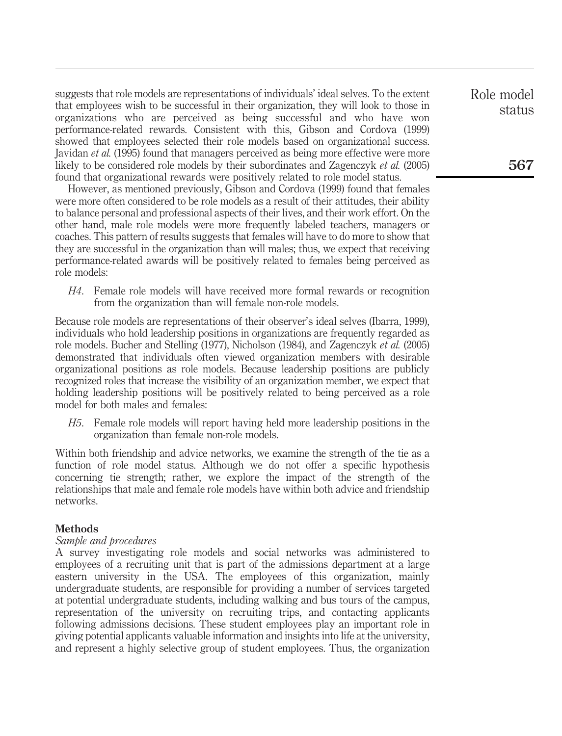suggests that role models are representations of individuals' ideal selves. To the extent that employees wish to be successful in their organization, they will look to those in organizations who are perceived as being successful and who have won performance-related rewards. Consistent with this, Gibson and Cordova (1999) showed that employees selected their role models based on organizational success. Javidan *et al.* (1995) found that managers perceived as being more effective were more likely to be considered role models by their subordinates and Zagenczyk *et al.* (2005) found that organizational rewards were positively related to role model status.

However, as mentioned previously, Gibson and Cordova (1999) found that females were more often considered to be role models as a result of their attitudes, their ability to balance personal and professional aspects of their lives, and their work effort. On the other hand, male role models were more frequently labeled teachers, managers or coaches. This pattern of results suggests that females will have to do more to show that they are successful in the organization than will males; thus, we expect that receiving performance-related awards will be positively related to females being perceived as role models:

> *H4*. Female role models will have received more formal rewards or recognition from the organization than will female non-role models.

Because role models are representations of their observer's ideal selves (Ibarra, 1999), individuals who hold leadership positions in organizations are frequently regarded as role models. Bucher and Stelling (1977), Nicholson (1984), and Zagenczyk *et al.* (2005) demonstrated that individuals often viewed organization members with desirable organizational positions as role models. Because leadership positions are publicly recognized roles that increase the visibility of an organization member, we expect that holding leadership positions will be positively related to being perceived as a role model for both males and females:

> *H5*. Female role models will report having held more leadership positions in the organization than female non-role models.

Within both friendship and advice networks, we examine the strength of the tie as a function of role model status. Although we do not offer a specific hypothesis concerning tie strength; rather, we explore the impact of the strength of the relationships that male and female role models have within both advice and friendship networks.

## Methods

### *Sample and procedures*

A survey investigating role models and social networks was administered to employees of a recruiting unit that is part of the admissions department at a large eastern university in the USA. The employees of this organization, mainly undergraduate students, are responsible for providing a number of services targeted at potential undergraduate students, including walking and bus tours of the campus, representation of the university on recruiting trips, and contacting applicants following admissions decisions. These student employees play an important role in giving potential applicants valuable information and insights into life at the university, and represent a highly selective group of student employees. Thus, the organization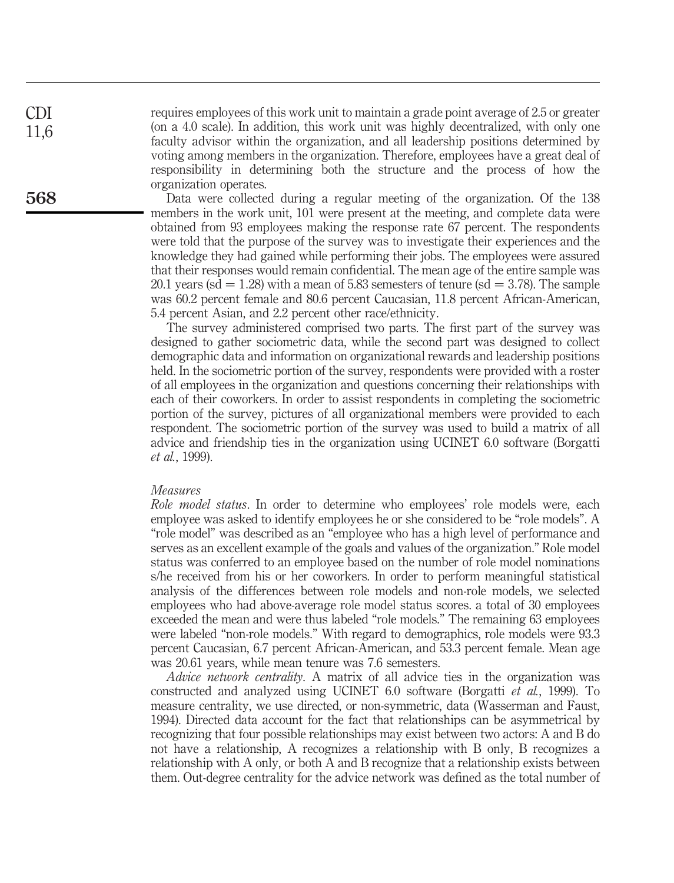requires employees of this work unit to maintain a grade point average of 2.5 or greater (on a 4.0 scale). In addition, this work unit was highly decentralized, with only one faculty advisor within the organization, and all leadership positions determined by voting among members in the organization. Therefore, employees have a great deal of responsibility in determining both the structure and the process of how the organization operates.

Data were collected during a regular meeting of the organization. Of the 138 members in the work unit, 101 were present at the meeting, and complete data were obtained from 93 employees making the response rate 67 percent. The respondents were told that the purpose of the survey was to investigate their experiences and the knowledge they had gained while performing their jobs. The employees were assured that their responses would remain confidential. The mean age of the entire sample was 20.1 years (sd = 1.28) with a mean of 5.83 semesters of tenure (sd = 3.78). The sample was 60.2 percent female and 80.6 percent Caucasian, 11.8 percent African-American, 5.4 percent Asian, and 2.2 percent other race/ethnicity.

The survey administered comprised two parts. The first part of the survey was designed to gather sociometric data, while the second part was designed to collect demographic data and information on organizational rewards and leadership positions held. In the sociometric portion of the survey, respondents were provided with a roster of all employees in the organization and questions concerning their relationships with each of their coworkers. In order to assist respondents in completing the sociometric portion of the survey, pictures of all organizational members were provided to each respondent. The sociometric portion of the survey was used to build a matrix of all advice and friendship ties in the organization using UCINET 6.0 software (Borgatti *et al.*, 1999).

### *Measures*

*Role model status*. In order to determine who employees' role models were, each employee was asked to identify employees he or she considered to be "role models". A "role model" was described as an "employee who has a high level of performance and serves as an excellent example of the goals and values of the organization." Role model status was conferred to an employee based on the number of role model nominations s/he received from his or her coworkers. In order to perform meaningful statistical analysis of the differences between role models and non-role models, we selected employees who had above-average role model status scores. a total of 30 employees exceeded the mean and were thus labeled "role models." The remaining 63 employees were labeled "non-role models." With regard to demographics, role models were 93.3 percent Caucasian, 6.7 percent African-American, and 53.3 percent female. Mean age was 20.61 years, while mean tenure was 7.6 semesters.

*Advice network centrality*. A matrix of all advice ties in the organization was constructed and analyzed using UCINET 6.0 software (Borgatti *et al.*, 1999). To measure centrality, we use directed, or non-symmetric, data (Wasserman and Faust, 1994). Directed data account for the fact that relationships can be asymmetrical by recognizing that four possible relationships may exist between two actors: A and B do not have a relationship, A recognizes a relationship with B only, B recognizes a relationship with A only, or both A and B recognize that a relationship exists between them. Out-degree centrality for the advice network was defined as the total number of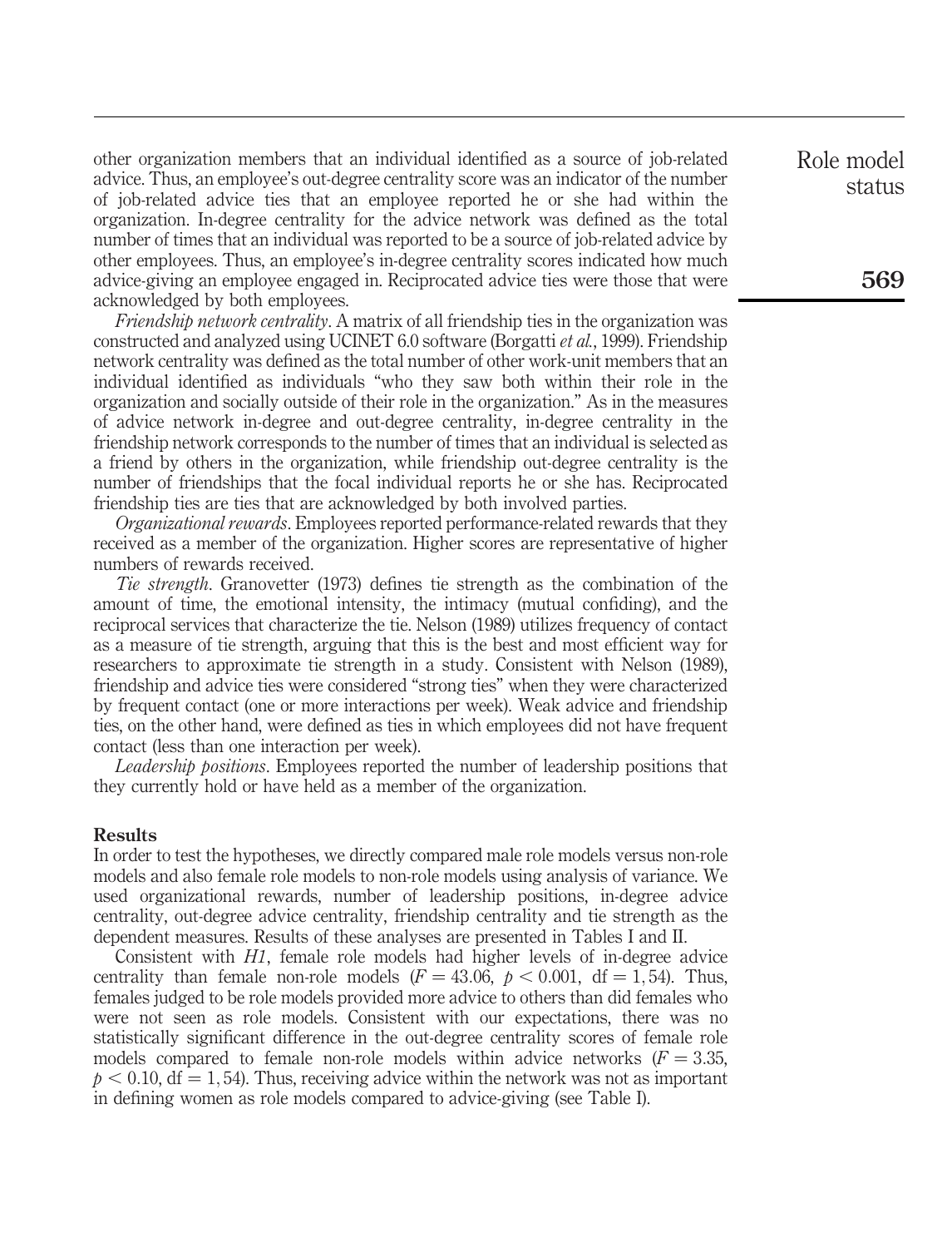other organization members that an individual identified as a source of job-related advice. Thus, an employee's out-degree centrality score was an indicator of the number of job-related advice ties that an employee reported he or she had within the organization. In-degree centrality for the advice network was defined as the total number of times that an individual was reported to be a source of job-related advice by other employees. Thus, an employee's in-degree centrality scores indicated how much advice-giving an employee engaged in. Reciprocated advice ties were those that were acknowledged by both employees.

*Friendship network centrality*. A matrix of all friendship ties in the organization was constructed and analyzed using UCINET 6.0 software (Borgatti *et al.*, 1999). Friendship network centrality was defined as the total number of other work-unit members that an individual identified as individuals "who they saw both within their role in the organization and socially outside of their role in the organization." As in the measures of advice network in-degree and out-degree centrality, in-degree centrality in the friendship network corresponds to the number of times that an individual is selected as a friend by others in the organization, while friendship out-degree centrality is the number of friendships that the focal individual reports he or she has. Reciprocated friendship ties are ties that are acknowledged by both involved parties.

*Organizational rewards*. Employees reported performance-related rewards that they received as a member of the organization. Higher scores are representative of higher numbers of rewards received.

*Tie strength*. Granovetter (1973) defines tie strength as the combination of the amount of time, the emotional intensity, the intimacy (mutual confiding), and the reciprocal services that characterize the tie. Nelson (1989) utilizes frequency of contact as a measure of tie strength, arguing that this is the best and most efficient way for researchers to approximate tie strength in a study. Consistent with Nelson (1989), friendship and advice ties were considered "strong ties" when they were characterized by frequent contact (one or more interactions per week). Weak advice and friendship ties, on the other hand, were defined as ties in which employees did not have frequent contact (less than one interaction per week).

*Leadership positions*. Employees reported the number of leadership positions that they currently hold or have held as a member of the organization.

## Results

In order to test the hypotheses, we directly compared male role models versus non-role models and also female role models to non-role models using analysis of variance. We used organizational rewards, number of leadership positions, in-degree advice centrality, out-degree advice centrality, friendship centrality and tie strength as the dependent measures. Results of these analyses are presented in Tables I and II.

Consistent with *H1*, female role models had higher levels of in-degree advice centrality than female non-role models ($F = 43.06$, $p < 0.001$, $\mathrm{df} = 1, 54$). Thus, females judged to be role models provided more advice to others than did females who were not seen as role models. Consistent with our expectations, there was no statistically significant difference in the out-degree centrality scores of female role models compared to female non-role models within advice networks ($F = 3.35$, $p < 0.10$, $\mathrm{df} = 1, 54$). Thus, receiving advice within the network was not as important in defining women as role models compared to advice-giving (see Table I).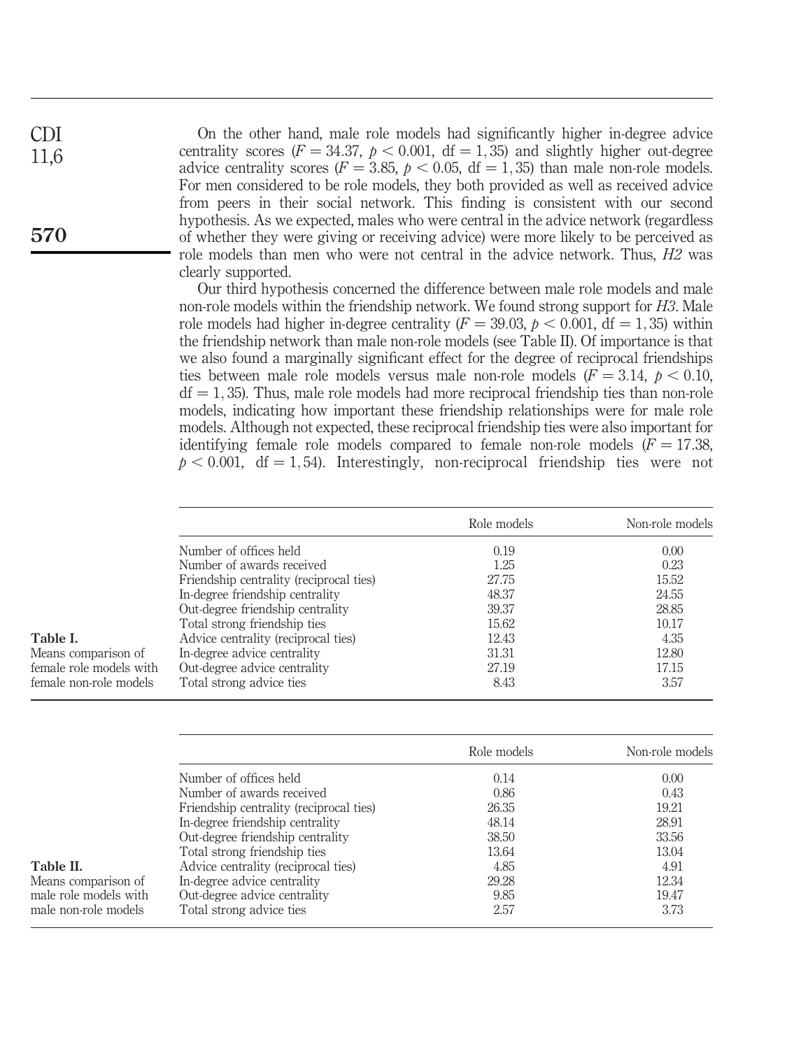On the other hand, male role models had significantly higher in-degree advice centrality scores ($F = 34.37$, $p < 0.001$, $\text{df} = 1, 35$) and slightly higher out-degree advice centrality scores ($F = 3.85$, $p < 0.05$, $\text{df} = 1, 35$) than male non-role models. For men considered to be role models, they both provided as well as received advice from peers in their social network. This finding is consistent with our second hypothesis. As we expected, males who were central in the advice network (regardless of whether they were giving or receiving advice) were more likely to be perceived as role models than men who were not central in the advice network. Thus, *H2* was clearly supported.

Our third hypothesis concerned the difference between male role models and male non-role models within the friendship network. We found strong support for *H3*. Male role models had higher in-degree centrality ($F = 39.03$, $p < 0.001$, $\text{df} = 1, 35$) within the friendship network than male non-role models (see Table II). Of importance is that we also found a marginally significant effect for the degree of reciprocal friendships ties between male role models versus male non-role models ($F = 3.14$, $p < 0.10$, $\text{df} = 1, 35$). Thus, male role models had more reciprocal friendship ties than non-role models, indicating how important these friendship relationships were for male role models. Although not expected, these reciprocal friendship ties were also important for identifying female role models compared to female non-role models ($F = 17.38$, $p < 0.001$, $\text{df} = 1, 54$). Interestingly, non-reciprocal friendship ties were not

**Table I.** Means comparison of female role models with female non-role models

| | Role models | Non-role models |
|---|---|---|
| Number of offices held | 0.19 | 0.00 |
| Number of awards received | 1.25 | 0.23 |
| Friendship centrality (reciprocal ties) | 27.75 | 15.52 |
| In-degree friendship centrality | 48.37 | 24.55 |
| Out-degree friendship centrality | 39.37 | 28.85 |
| Total strong friendship ties | 15.62 | 10.17 |
| Advice centrality (reciprocal ties) | 12.43 | 4.35 |
| In-degree advice centrality | 31.31 | 12.80 |
| Out-degree advice centrality | 27.19 | 17.15 |
| Total strong advice ties | 8.43 | 3.57 |

**Table II.** Means comparison of male role models with male non-role models

| | Role models | Non-role models |
|---|---|---|
| Number of offices held | 0.14 | 0.00 |
| Number of awards received | 0.86 | 0.43 |
| Friendship centrality (reciprocal ties) | 26.35 | 19.21 |
| In-degree friendship centrality | 48.14 | 28.91 |
| Out-degree friendship centrality | 38.50 | 33.56 |
| Total strong friendship ties | 13.64 | 13.04 |
| Advice centrality (reciprocal ties) | 4.85 | 4.91 |
| In-degree advice centrality | 29.28 | 12.34 |
| Out-degree advice centrality | 9.85 | 19.47 |
| Total strong advice ties | 2.57 | 3.73 |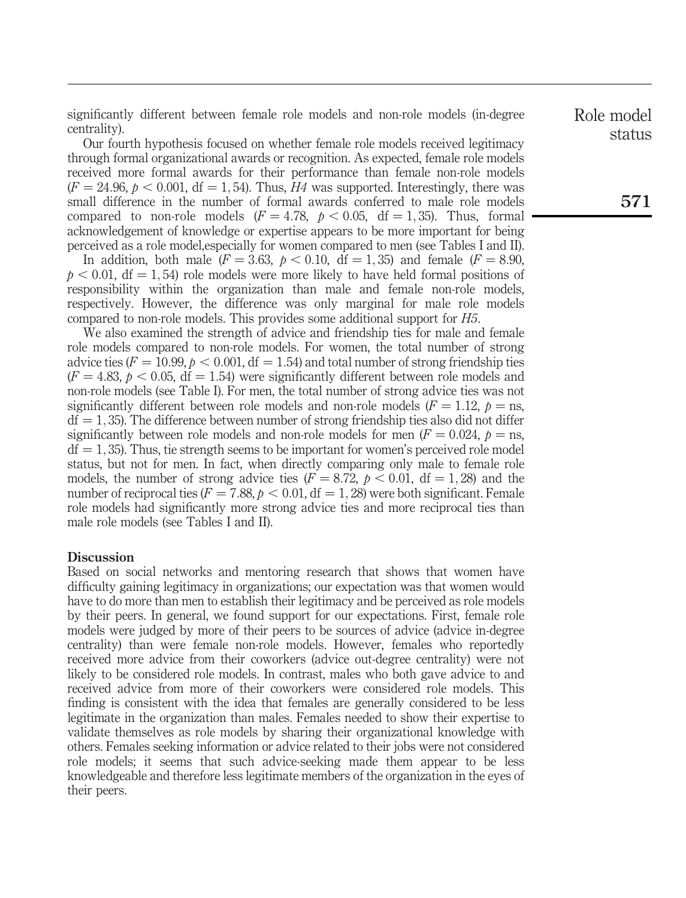significantly different between female role models and non-role models (in-degree centrality).

Our fourth hypothesis focused on whether female role models received legitimacy through formal organizational awards or recognition. As expected, female role models received more formal awards for their performance than female non-role models ($F = 24.96$, $p < 0.001$, $\text{df} = 1, 54$). Thus, *H4* was supported. Interestingly, there was small difference in the number of formal awards conferred to male role models compared to non-role models ($F = 4.78$, $p < 0.05$, $\text{df} = 1, 35$). Thus, formal acknowledgement of knowledge or expertise appears to be more important for being perceived as a role model,especially for women compared to men (see Tables I and II).

In addition, both male ($F = 3.63$, $p < 0.10$, $\text{df} = 1, 35$) and female ($F = 8.90$, $p < 0.01$, $\text{df} = 1, 54$) role models were more likely to have held formal positions of responsibility within the organization than male and female non-role models, respectively. However, the difference was only marginal for male role models compared to non-role models. This provides some additional support for *H5*.

We also examined the strength of advice and friendship ties for male and female role models compared to non-role models. For women, the total number of strong advice ties ($F = 10.99$, $p < 0.001$, $\text{df} = 1.54$) and total number of strong friendship ties ($F = 4.83$, $p < 0.05$, $\text{df} = 1.54$) were significantly different between role models and non-role models (see Table I). For men, the total number of strong advice ties was not significantly different between role models and non-role models ($F = 1.12$, $p = \text{ns}$, $\text{df} = 1, 35$). The difference between number of strong friendship ties also did not differ significantly between role models and non-role models for men ($F = 0.024$, $p = \text{ns}$, $\text{df} = 1, 35$). Thus, tie strength seems to be important for women's perceived role model status, but not for men. In fact, when directly comparing only male to female role models, the number of strong advice ties ($F = 8.72$, $p < 0.01$, $\text{df} = 1, 28$) and the number of reciprocal ties ($F = 7.88$, $p < 0.01$, $\text{df} = 1, 28$) were both significant. Female role models had significantly more strong advice ties and more reciprocal ties than male role models (see Tables I and II).

## Discussion

Based on social networks and mentoring research that shows that women have difficulty gaining legitimacy in organizations; our expectation was that women would have to do more than men to establish their legitimacy and be perceived as role models by their peers. In general, we found support for our expectations. First, female role models were judged by more of their peers to be sources of advice (advice in-degree centrality) than were female non-role models. However, females who reportedly received more advice from their coworkers (advice out-degree centrality) were not likely to be considered role models. In contrast, males who both gave advice to and received advice from more of their coworkers were considered role models. This finding is consistent with the idea that females are generally considered to be less legitimate in the organization than males. Females needed to show their expertise to validate themselves as role models by sharing their organizational knowledge with others. Females seeking information or advice related to their jobs were not considered role models; it seems that such advice-seeking made them appear to be less knowledgeable and therefore less legitimate members of the organization in the eyes of their peers.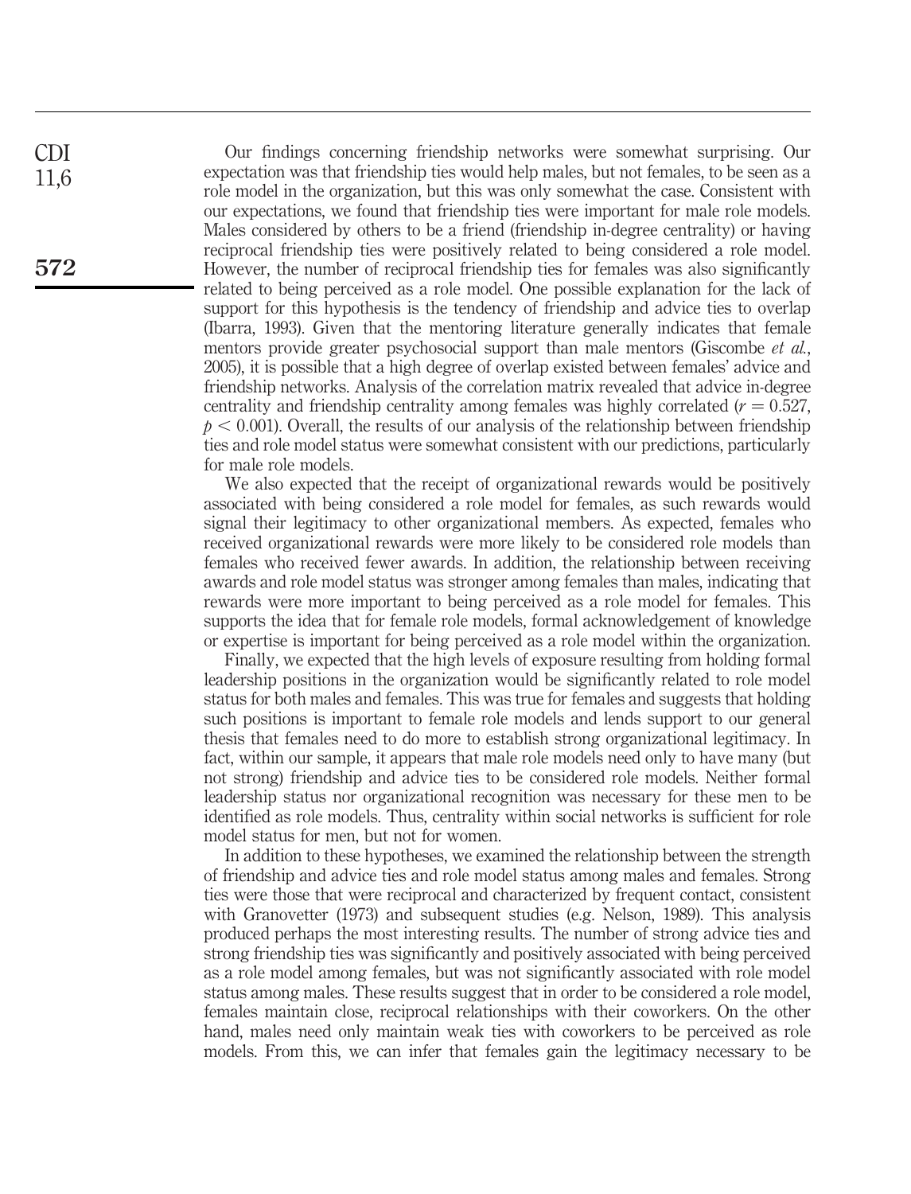Our findings concerning friendship networks were somewhat surprising. Our expectation was that friendship ties would help males, but not females, to be seen as a role model in the organization, but this was only somewhat the case. Consistent with our expectations, we found that friendship ties were important for male role models. Males considered by others to be a friend (friendship in-degree centrality) or having reciprocal friendship ties were positively related to being considered a role model. However, the number of reciprocal friendship ties for females was also significantly related to being perceived as a role model. One possible explanation for the lack of support for this hypothesis is the tendency of friendship and advice ties to overlap (Ibarra, 1993). Given that the mentoring literature generally indicates that female mentors provide greater psychosocial support than male mentors (Giscombe *et al.*, 2005), it is possible that a high degree of overlap existed between females' advice and friendship networks. Analysis of the correlation matrix revealed that advice in-degree centrality and friendship centrality among females was highly correlated ($r = 0.527$, $p < 0.001$). Overall, the results of our analysis of the relationship between friendship ties and role model status were somewhat consistent with our predictions, particularly for male role models.

We also expected that the receipt of organizational rewards would be positively associated with being considered a role model for females, as such rewards would signal their legitimacy to other organizational members. As expected, females who received organizational rewards were more likely to be considered role models than females who received fewer awards. In addition, the relationship between receiving awards and role model status was stronger among females than males, indicating that rewards were more important to being perceived as a role model for females. This supports the idea that for female role models, formal acknowledgement of knowledge or expertise is important for being perceived as a role model within the organization.

Finally, we expected that the high levels of exposure resulting from holding formal leadership positions in the organization would be significantly related to role model status for both males and females. This was true for females and suggests that holding such positions is important to female role models and lends support to our general thesis that females need to do more to establish strong organizational legitimacy. In fact, within our sample, it appears that male role models need only to have many (but not strong) friendship and advice ties to be considered role models. Neither formal leadership status nor organizational recognition was necessary for these men to be identified as role models. Thus, centrality within social networks is sufficient for role model status for men, but not for women.

In addition to these hypotheses, we examined the relationship between the strength of friendship and advice ties and role model status among males and females. Strong ties were those that were reciprocal and characterized by frequent contact, consistent with Granovetter (1973) and subsequent studies (e.g. Nelson, 1989). This analysis produced perhaps the most interesting results. The number of strong advice ties and strong friendship ties was significantly and positively associated with being perceived as a role model among females, but was not significantly associated with role model status among males. These results suggest that in order to be considered a role model, females maintain close, reciprocal relationships with their coworkers. On the other hand, males need only maintain weak ties with coworkers to be perceived as role models. From this, we can infer that females gain the legitimacy necessary to be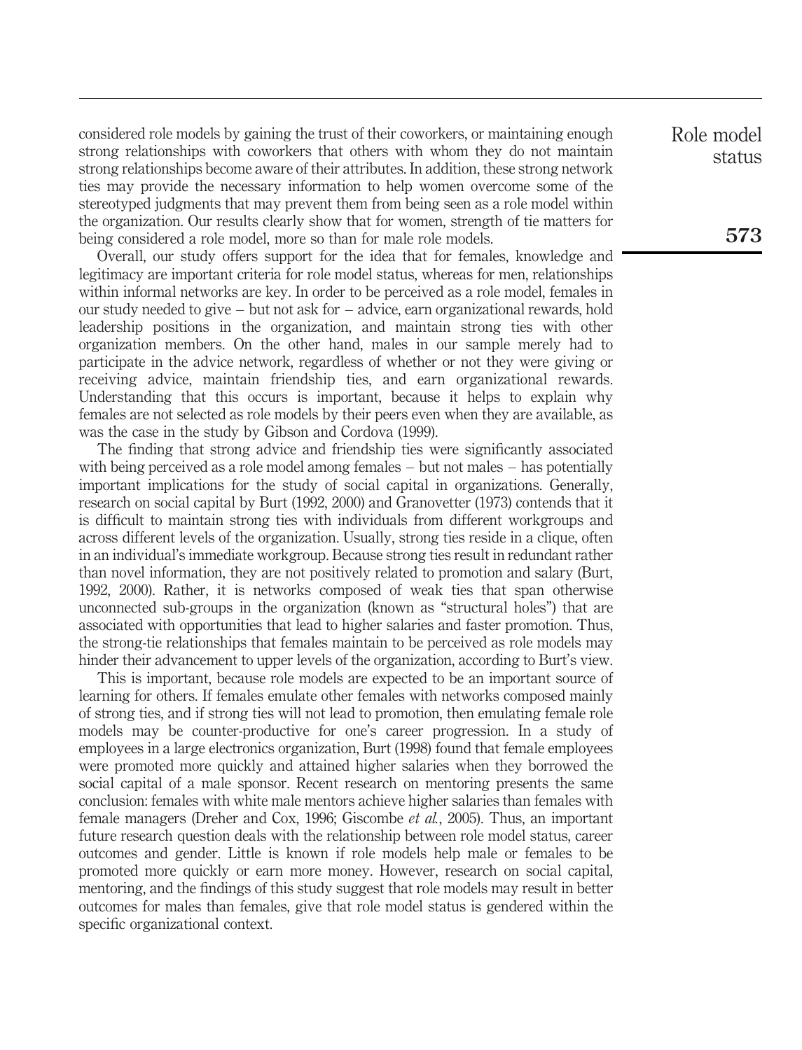considered role models by gaining the trust of their coworkers, or maintaining enough strong relationships with coworkers that others with whom they do not maintain strong relationships become aware of their attributes. In addition, these strong network ties may provide the necessary information to help women overcome some of the stereotyped judgments that may prevent them from being seen as a role model within the organization. Our results clearly show that for women, strength of tie matters for being considered a role model, more so than for male role models.

Overall, our study offers support for the idea that for females, knowledge and legitimacy are important criteria for role model status, whereas for men, relationships within informal networks are key. In order to be perceived as a role model, females in our study needed to give – but not ask for – advice, earn organizational rewards, hold leadership positions in the organization, and maintain strong ties with other organization members. On the other hand, males in our sample merely had to participate in the advice network, regardless of whether or not they were giving or receiving advice, maintain friendship ties, and earn organizational rewards. Understanding that this occurs is important, because it helps to explain why females are not selected as role models by their peers even when they are available, as was the case in the study by Gibson and Cordova (1999).

The finding that strong advice and friendship ties were significantly associated with being perceived as a role model among females – but not males – has potentially important implications for the study of social capital in organizations. Generally, research on social capital by Burt (1992, 2000) and Granovetter (1973) contends that it is difficult to maintain strong ties with individuals from different workgroups and across different levels of the organization. Usually, strong ties reside in a clique, often in an individual's immediate workgroup. Because strong ties result in redundant rather than novel information, they are not positively related to promotion and salary (Burt, 1992, 2000). Rather, it is networks composed of weak ties that span otherwise unconnected sub-groups in the organization (known as "structural holes") that are associated with opportunities that lead to higher salaries and faster promotion. Thus, the strong-tie relationships that females maintain to be perceived as role models may hinder their advancement to upper levels of the organization, according to Burt's view.

This is important, because role models are expected to be an important source of learning for others. If females emulate other females with networks composed mainly of strong ties, and if strong ties will not lead to promotion, then emulating female role models may be counter-productive for one's career progression. In a study of employees in a large electronics organization, Burt (1998) found that female employees were promoted more quickly and attained higher salaries when they borrowed the social capital of a male sponsor. Recent research on mentoring presents the same conclusion: females with white male mentors achieve higher salaries than females with female managers (Dreher and Cox, 1996; Giscombe *et al.*, 2005). Thus, an important future research question deals with the relationship between role model status, career outcomes and gender. Little is known if role models help male or females to be promoted more quickly or earn more money. However, research on social capital, mentoring, and the findings of this study suggest that role models may result in better outcomes for males than females, give that role model status is gendered within the specific organizational context.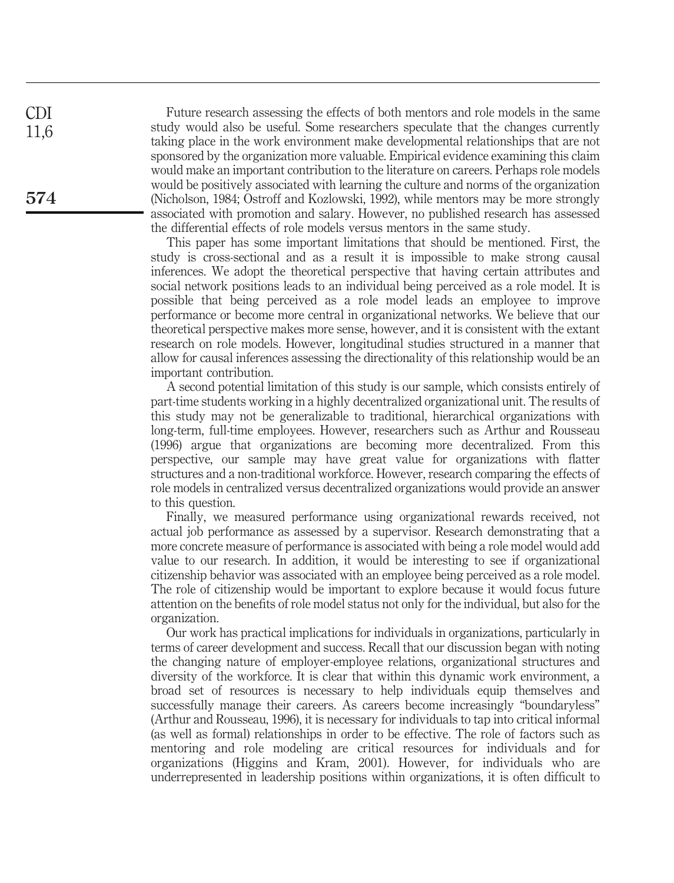Future research assessing the effects of both mentors and role models in the same study would also be useful. Some researchers speculate that the changes currently taking place in the work environment make developmental relationships that are not sponsored by the organization more valuable. Empirical evidence examining this claim would make an important contribution to the literature on careers. Perhaps role models would be positively associated with learning the culture and norms of the organization (Nicholson, 1984; Ostroff and Kozlowski, 1992), while mentors may be more strongly associated with promotion and salary. However, no published research has assessed the differential effects of role models versus mentors in the same study.

This paper has some important limitations that should be mentioned. First, the study is cross-sectional and as a result it is impossible to make strong causal inferences. We adopt the theoretical perspective that having certain attributes and social network positions leads to an individual being perceived as a role model. It is possible that being perceived as a role model leads an employee to improve performance or become more central in organizational networks. We believe that our theoretical perspective makes more sense, however, and it is consistent with the extant research on role models. However, longitudinal studies structured in a manner that allow for causal inferences assessing the directionality of this relationship would be an important contribution.

A second potential limitation of this study is our sample, which consists entirely of part-time students working in a highly decentralized organizational unit. The results of this study may not be generalizable to traditional, hierarchical organizations with long-term, full-time employees. However, researchers such as Arthur and Rousseau (1996) argue that organizations are becoming more decentralized. From this perspective, our sample may have great value for organizations with flatter structures and a non-traditional workforce. However, research comparing the effects of role models in centralized versus decentralized organizations would provide an answer to this question.

Finally, we measured performance using organizational rewards received, not actual job performance as assessed by a supervisor. Research demonstrating that a more concrete measure of performance is associated with being a role model would add value to our research. In addition, it would be interesting to see if organizational citizenship behavior was associated with an employee being perceived as a role model. The role of citizenship would be important to explore because it would focus future attention on the benefits of role model status not only for the individual, but also for the organization.

Our work has practical implications for individuals in organizations, particularly in terms of career development and success. Recall that our discussion began with noting the changing nature of employer-employee relations, organizational structures and diversity of the workforce. It is clear that within this dynamic work environment, a broad set of resources is necessary to help individuals equip themselves and successfully manage their careers. As careers become increasingly "boundaryless" (Arthur and Rousseau, 1996), it is necessary for individuals to tap into critical informal (as well as formal) relationships in order to be effective. The role of factors such as mentoring and role modeling are critical resources for individuals and for organizations (Higgins and Kram, 2001). However, for individuals who are underrepresented in leadership positions within organizations, it is often difficult to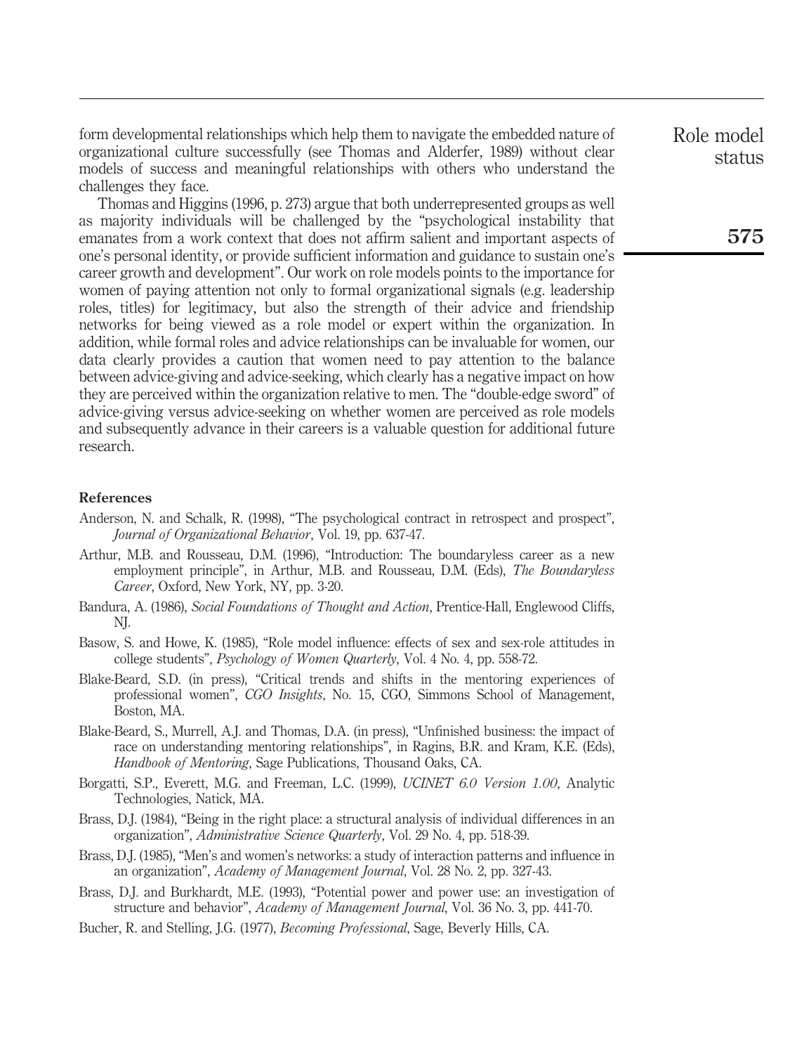form developmental relationships which help them to navigate the embedded nature of organizational culture successfully (see Thomas and Alderfer, 1989) without clear models of success and meaningful relationships with others who understand the challenges they face.

Thomas and Higgins (1996, p. 273) argue that both underrepresented groups as well as majority individuals will be challenged by the "psychological instability that emanates from a work context that does not affirm salient and important aspects of one's personal identity, or provide sufficient information and guidance to sustain one's career growth and development". Our work on role models points to the importance for women of paying attention not only to formal organizational signals (e.g. leadership roles, titles) for legitimacy, but also the strength of their advice and friendship networks for being viewed as a role model or expert within the organization. In addition, while formal roles and advice relationships can be invaluable for women, our data clearly provides a caution that women need to pay attention to the balance between advice-giving and advice-seeking, which clearly has a negative impact on how they are perceived within the organization relative to men. The "double-edge sword" of advice-giving versus advice-seeking on whether women are perceived as role models and subsequently advance in their careers is a valuable question for additional future research.

## References

Anderson, N. and Schalk, R. (1998), "The psychological contract in retrospect and prospect", *Journal of Organizational Behavior*, Vol. 19, pp. 637-47.

Arthur, M.B. and Rousseau, D.M. (1996), "Introduction: The boundaryless career as a new employment principle", in Arthur, M.B. and Rousseau, D.M. (Eds), *The Boundaryless Career*, Oxford, New York, NY, pp. 3-20.

Bandura, A. (1986), *Social Foundations of Thought and Action*, Prentice-Hall, Englewood Cliffs, NJ.

Basow, S. and Howe, K. (1985), "Role model influence: effects of sex and sex-role attitudes in college students", *Psychology of Women Quarterly*, Vol. 4 No. 4, pp. 558-72.

Blake-Beard, S.D. (in press), "Critical trends and shifts in the mentoring experiences of professional women", *CGO Insights*, No. 15, CGO, Simmons School of Management, Boston, MA.

Blake-Beard, S., Murrell, A.J. and Thomas, D.A. (in press), "Unfinished business: the impact of race on understanding mentoring relationships", in Ragins, B.R. and Kram, K.E. (Eds), *Handbook of Mentoring*, Sage Publications, Thousand Oaks, CA.

Borgatti, S.P., Everett, M.G. and Freeman, L.C. (1999), *UCINET 6.0 Version 1.00*, Analytic Technologies, Natick, MA.

Brass, D.J. (1984), "Being in the right place: a structural analysis of individual differences in an organization", *Administrative Science Quarterly*, Vol. 29 No. 4, pp. 518-39.

Brass, D.J. (1985), "Men's and women's networks: a study of interaction patterns and influence in an organization", *Academy of Management Journal*, Vol. 28 No. 2, pp. 327-43.

Brass, D.J. and Burkhardt, M.E. (1993), "Potential power and power use: an investigation of structure and behavior", *Academy of Management Journal*, Vol. 36 No. 3, pp. 441-70.

Bucher, R. and Stelling, J.G. (1977), *Becoming Professional*, Sage, Beverly Hills, CA.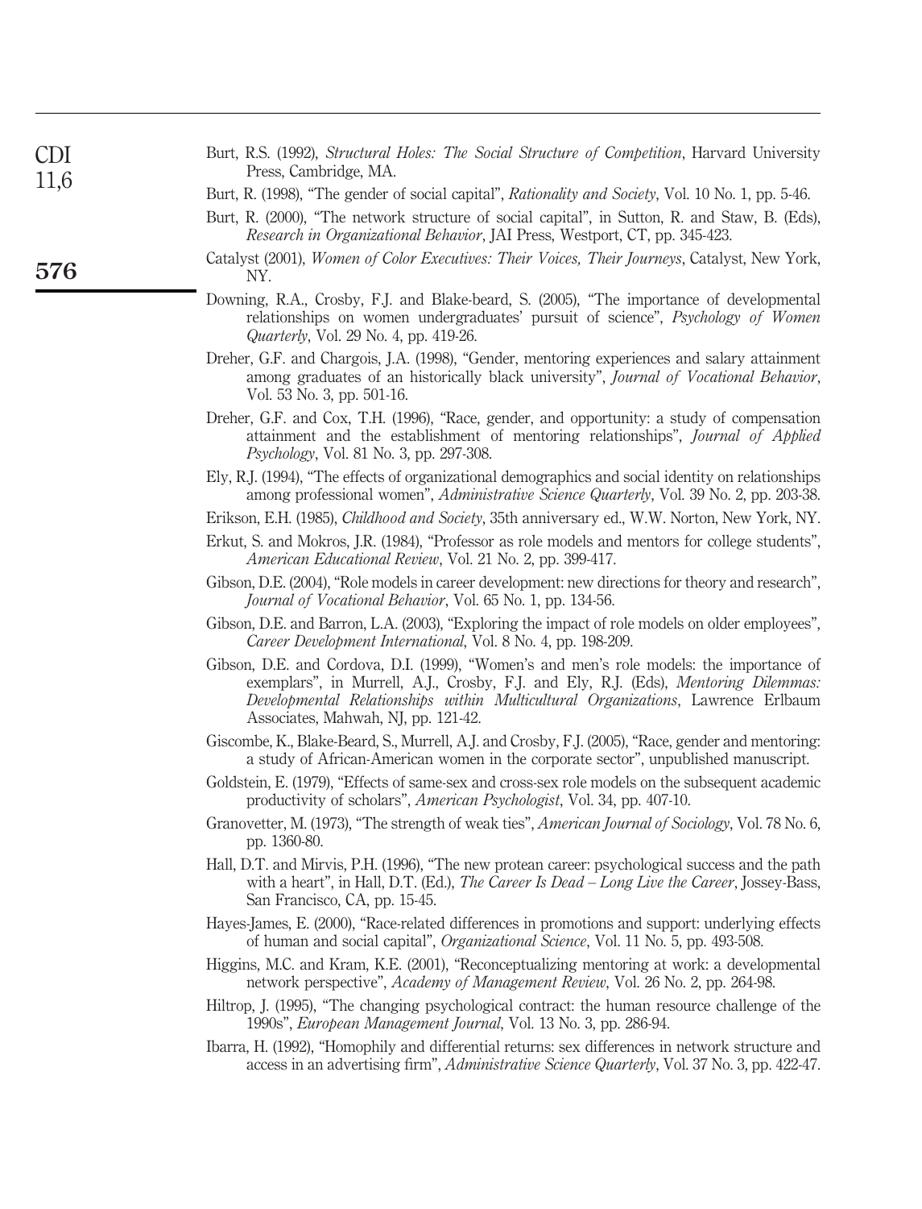Burt, R.S. (1992), *Structural Holes: The Social Structure of Competition*, Harvard University Press, Cambridge, MA.

Burt, R. (1998), "The gender of social capital", *Rationality and Society*, Vol. 10 No. 1, pp. 5-46.

Burt, R. (2000), "The network structure of social capital", in Sutton, R. and Staw, B. (Eds), *Research in Organizational Behavior*, JAI Press, Westport, CT, pp. 345-423.

Catalyst (2001), *Women of Color Executives: Their Voices, Their Journeys*, Catalyst, New York, NY.

Downing, R.A., Crosby, F.J. and Blake-beard, S. (2005), "The importance of developmental relationships on women undergraduates' pursuit of science", *Psychology of Women Quarterly*, Vol. 29 No. 4, pp. 419-26.

Dreher, G.F. and Chargois, J.A. (1998), "Gender, mentoring experiences and salary attainment among graduates of an historically black university", *Journal of Vocational Behavior*, Vol. 53 No. 3, pp. 501-16.

Dreher, G.F. and Cox, T.H. (1996), "Race, gender, and opportunity: a study of compensation attainment and the establishment of mentoring relationships", *Journal of Applied Psychology*, Vol. 81 No. 3, pp. 297-308.

Ely, R.J. (1994), "The effects of organizational demographics and social identity on relationships among professional women", *Administrative Science Quarterly*, Vol. 39 No. 2, pp. 203-38.

Erikson, E.H. (1985), *Childhood and Society*, 35th anniversary ed., W.W. Norton, New York, NY.

Erkut, S. and Mokros, J.R. (1984), "Professor as role models and mentors for college students", *American Educational Review*, Vol. 21 No. 2, pp. 399-417.

Gibson, D.E. (2004), "Role models in career development: new directions for theory and research", *Journal of Vocational Behavior*, Vol. 65 No. 1, pp. 134-56.

Gibson, D.E. and Barron, L.A. (2003), "Exploring the impact of role models on older employees", *Career Development International*, Vol. 8 No. 4, pp. 198-209.

Gibson, D.E. and Cordova, D.I. (1999), "Women's and men's role models: the importance of exemplars", in Murrell, A.J., Crosby, F.J. and Ely, R.J. (Eds), *Mentoring Dilemmas: Developmental Relationships within Multicultural Organizations*, Lawrence Erlbaum Associates, Mahwah, NJ, pp. 121-42.

Giscombe, K., Blake-Beard, S., Murrell, A.J. and Crosby, F.J. (2005), "Race, gender and mentoring: a study of African-American women in the corporate sector", unpublished manuscript.

Goldstein, E. (1979), "Effects of same-sex and cross-sex role models on the subsequent academic productivity of scholars", *American Psychologist*, Vol. 34, pp. 407-10.

Granovetter, M. (1973), "The strength of weak ties", *American Journal of Sociology*, Vol. 78 No. 6, pp. 1360-80.

Hall, D.T. and Mirvis, P.H. (1996), "The new protean career: psychological success and the path with a heart", in Hall, D.T. (Ed.), *The Career Is Dead – Long Live the Career*, Jossey-Bass, San Francisco, CA, pp. 15-45.

Hayes-James, E. (2000), "Race-related differences in promotions and support: underlying effects of human and social capital", *Organizational Science*, Vol. 11 No. 5, pp. 493-508.

Higgins, M.C. and Kram, K.E. (2001), "Reconceptualizing mentoring at work: a developmental network perspective", *Academy of Management Review*, Vol. 26 No. 2, pp. 264-98.

Hiltrop, J. (1995), "The changing psychological contract: the human resource challenge of the 1990s", *European Management Journal*, Vol. 13 No. 3, pp. 286-94.

Ibarra, H. (1992), "Homophily and differential returns: sex differences in network structure and access in an advertising firm", *Administrative Science Quarterly*, Vol. 37 No. 3, pp. 422-47.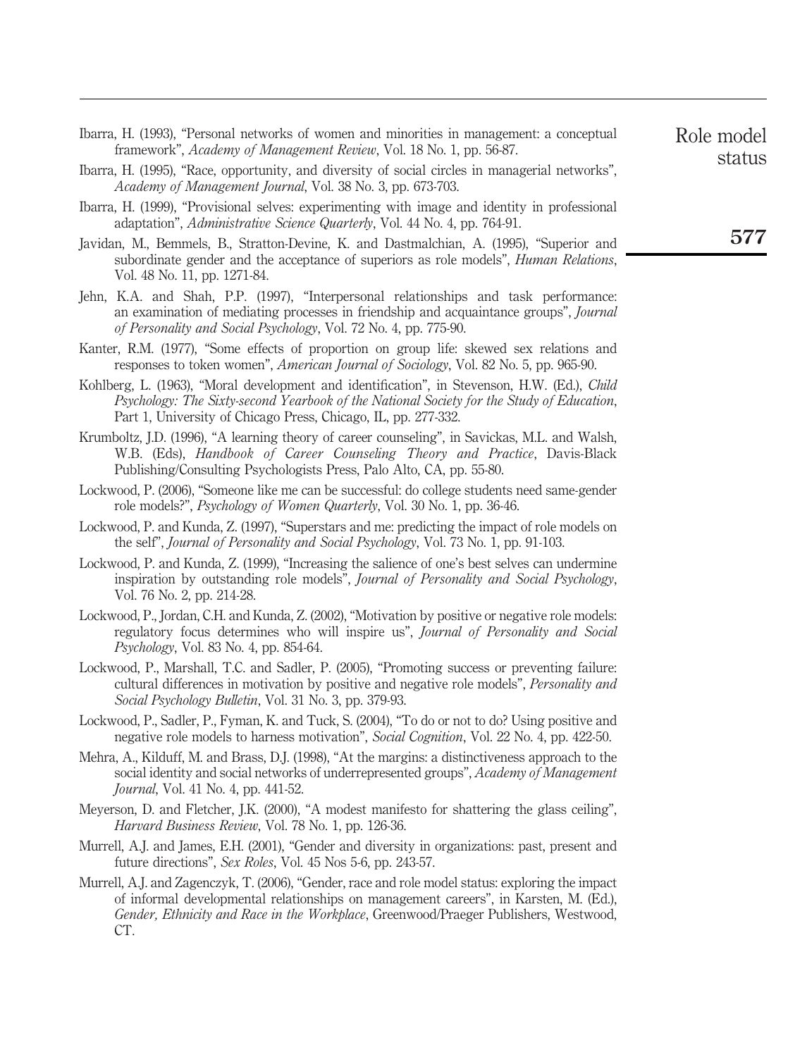Ibarra, H. (1993), "Personal networks of women and minorities in management: a conceptual framework", *Academy of Management Review*, Vol. 18 No. 1, pp. 56-87.

Ibarra, H. (1995), "Race, opportunity, and diversity of social circles in managerial networks", *Academy of Management Journal*, Vol. 38 No. 3, pp. 673-703.

Ibarra, H. (1999), "Provisional selves: experimenting with image and identity in professional adaptation", *Administrative Science Quarterly*, Vol. 44 No. 4, pp. 764-91.

Javidan, M., Bemmels, B., Stratton-Devine, K. and Dastmalchian, A. (1995), "Superior and subordinate gender and the acceptance of superiors as role models", *Human Relations*, Vol. 48 No. 11, pp. 1271-84.

Jehn, K.A. and Shah, P.P. (1997), "Interpersonal relationships and task performance: an examination of mediating processes in friendship and acquaintance groups", *Journal of Personality and Social Psychology*, Vol. 72 No. 4, pp. 775-90.

Kanter, R.M. (1977), "Some effects of proportion on group life: skewed sex relations and responses to token women", *American Journal of Sociology*, Vol. 82 No. 5, pp. 965-90.

Kohlberg, L. (1963), "Moral development and identification", in Stevenson, H.W. (Ed.), *Child Psychology: The Sixty-second Yearbook of the National Society for the Study of Education*, Part 1, University of Chicago Press, Chicago, IL, pp. 277-332.

Krumboltz, J.D. (1996), "A learning theory of career counseling", in Savickas, M.L. and Walsh, W.B. (Eds), *Handbook of Career Counseling Theory and Practice*, Davis-Black Publishing/Consulting Psychologists Press, Palo Alto, CA, pp. 55-80.

Lockwood, P. (2006), "Someone like me can be successful: do college students need same-gender role models?", *Psychology of Women Quarterly*, Vol. 30 No. 1, pp. 36-46.

Lockwood, P. and Kunda, Z. (1997), "Superstars and me: predicting the impact of role models on the self", *Journal of Personality and Social Psychology*, Vol. 73 No. 1, pp. 91-103.

Lockwood, P. and Kunda, Z. (1999), "Increasing the salience of one's best selves can undermine inspiration by outstanding role models", *Journal of Personality and Social Psychology*, Vol. 76 No. 2, pp. 214-28.

Lockwood, P., Jordan, C.H. and Kunda, Z. (2002), "Motivation by positive or negative role models: regulatory focus determines who will inspire us", *Journal of Personality and Social Psychology*, Vol. 83 No. 4, pp. 854-64.

Lockwood, P., Marshall, T.C. and Sadler, P. (2005), "Promoting success or preventing failure: cultural differences in motivation by positive and negative role models", *Personality and Social Psychology Bulletin*, Vol. 31 No. 3, pp. 379-93.

Lockwood, P., Sadler, P., Fyman, K. and Tuck, S. (2004), "To do or not to do? Using positive and negative role models to harness motivation", *Social Cognition*, Vol. 22 No. 4, pp. 422-50.

Mehra, A., Kilduff, M. and Brass, D.J. (1998), "At the margins: a distinctiveness approach to the social identity and social networks of underrepresented groups", *Academy of Management Journal*, Vol. 41 No. 4, pp. 441-52.

Meyerson, D. and Fletcher, J.K. (2000), "A modest manifesto for shattering the glass ceiling", *Harvard Business Review*, Vol. 78 No. 1, pp. 126-36.

Murrell, A.J. and James, E.H. (2001), "Gender and diversity in organizations: past, present and future directions", *Sex Roles*, Vol. 45 Nos 5-6, pp. 243-57.

Murrell, A.J. and Zagenczyk, T. (2006), "Gender, race and role model status: exploring the impact of informal developmental relationships on management careers", in Karsten, M. (Ed.), *Gender, Ethnicity and Race in the Workplace*, Greenwood/Praeger Publishers, Westwood, CT.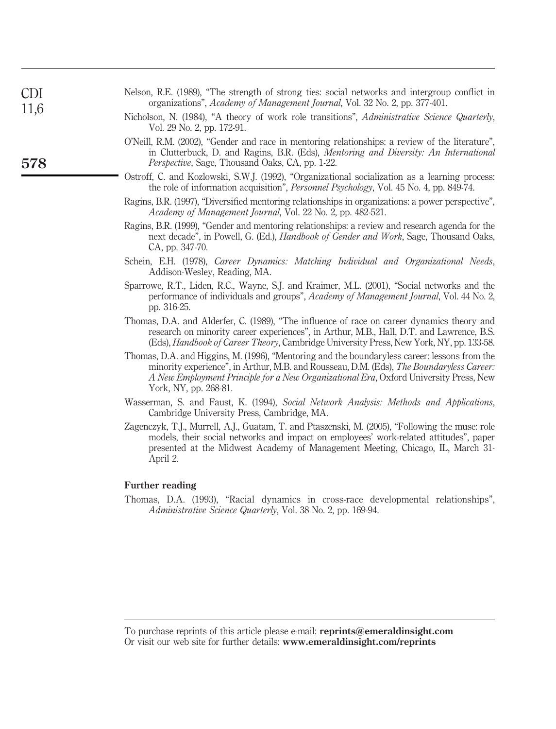Nelson, R.E. (1989), "The strength of strong ties: social networks and intergroup conflict in organizations", *Academy of Management Journal*, Vol. 32 No. 2, pp. 377-401.

Nicholson, N. (1984), "A theory of work role transitions", *Administrative Science Quarterly*, Vol. 29 No. 2, pp. 172-91.

O'Neill, R.M. (2002), "Gender and race in mentoring relationships: a review of the literature", in Clutterbuck, D. and Ragins, B.R. (Eds), *Mentoring and Diversity: An International Perspective*, Sage, Thousand Oaks, CA, pp. 1-22.

Ostroff, C. and Kozlowski, S.W.J. (1992), "Organizational socialization as a learning process: the role of information acquisition", *Personnel Psychology*, Vol. 45 No. 4, pp. 849-74.

Ragins, B.R. (1997), "Diversified mentoring relationships in organizations: a power perspective", *Academy of Management Journal*, Vol. 22 No. 2, pp. 482-521.

Ragins, B.R. (1999), "Gender and mentoring relationships: a review and research agenda for the next decade", in Powell, G. (Ed.), *Handbook of Gender and Work*, Sage, Thousand Oaks, CA, pp. 347-70.

Schein, E.H. (1978), *Career Dynamics: Matching Individual and Organizational Needs*, Addison-Wesley, Reading, MA.

Sparrowe, R.T., Liden, R.C., Wayne, S.J. and Kraimer, M.L. (2001), "Social networks and the performance of individuals and groups", *Academy of Management Journal*, Vol. 44 No. 2, pp. 316-25.

Thomas, D.A. and Alderfer, C. (1989), "The influence of race on career dynamics theory and research on minority career experiences", in Arthur, M.B., Hall, D.T. and Lawrence, B.S. (Eds), *Handbook of Career Theory*, Cambridge University Press, New York, NY, pp. 133-58.

Thomas, D.A. and Higgins, M. (1996), "Mentoring and the boundaryless career: lessons from the minority experience", in Arthur, M.B. and Rousseau, D.M. (Eds), *The Boundaryless Career: A New Employment Principle for a New Organizational Era*, Oxford University Press, New York, NY, pp. 268-81.

Wasserman, S. and Faust, K. (1994), *Social Network Analysis: Methods and Applications*, Cambridge University Press, Cambridge, MA.

Zagenczyk, T.J., Murrell, A.J., Guatam, T. and Ptaszenski, M. (2005), "Following the muse: role models, their social networks and impact on employees' work-related attitudes", paper presented at the Midwest Academy of Management Meeting, Chicago, IL, March 31-April 2.

### Further reading

Thomas, D.A. (1993), "Racial dynamics in cross-race developmental relationships", *Administrative Science Quarterly*, Vol. 38 No. 2, pp. 169-94.

To purchase reprints of this article please e-mail: **reprints@emeraldinsight.com**
Or visit our web site for further details: **www.emeraldinsight.com/reprints**